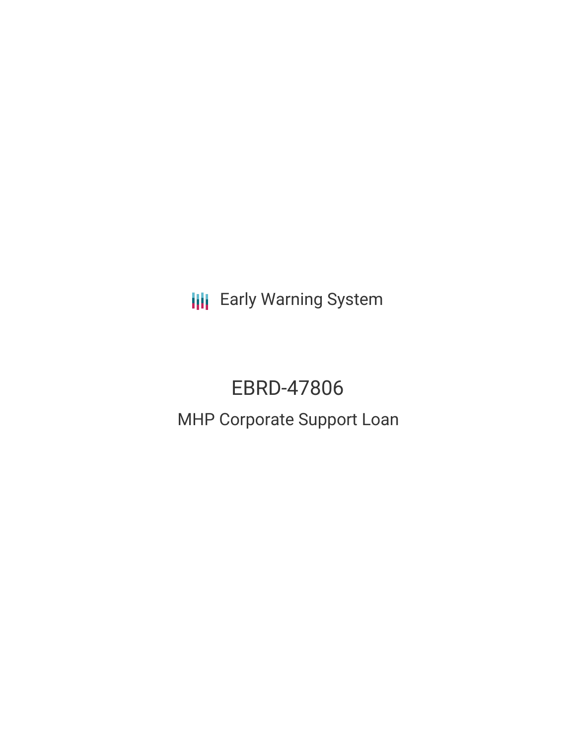Early Warning System

# EBRD-47806

## MHP Corporate Support Loan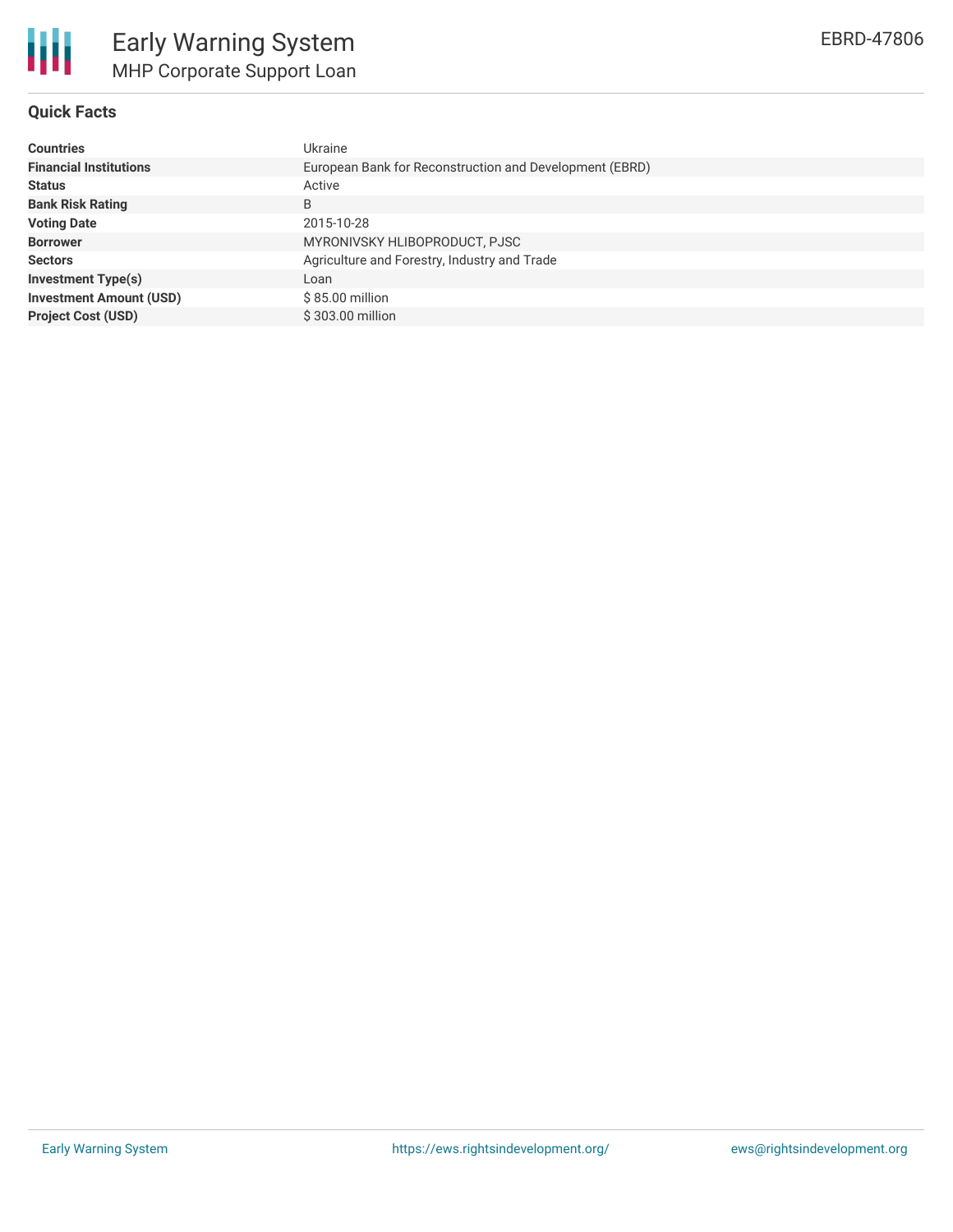# Early Warning System

## MHP Corporate Support Loan

EBRD-47806

### Quick Facts

| | |
|---|---|
| **Countries** | Ukraine |
| **Financial Institutions** | European Bank for Reconstruction and Development (EBRD) |
| **Status** | Active |
| **Bank Risk Rating** | B |
| **Voting Date** | 2015-10-28 |
| **Borrower** | MYRONIVSKY HLIBOPRODUCT, PJSC |
| **Sectors** | Agriculture and Forestry, Industry and Trade |
| **Investment Type(s)** | Loan |
| **Investment Amount (USD)** | $ 85.00 million |
| **Project Cost (USD)** | $ 303.00 million |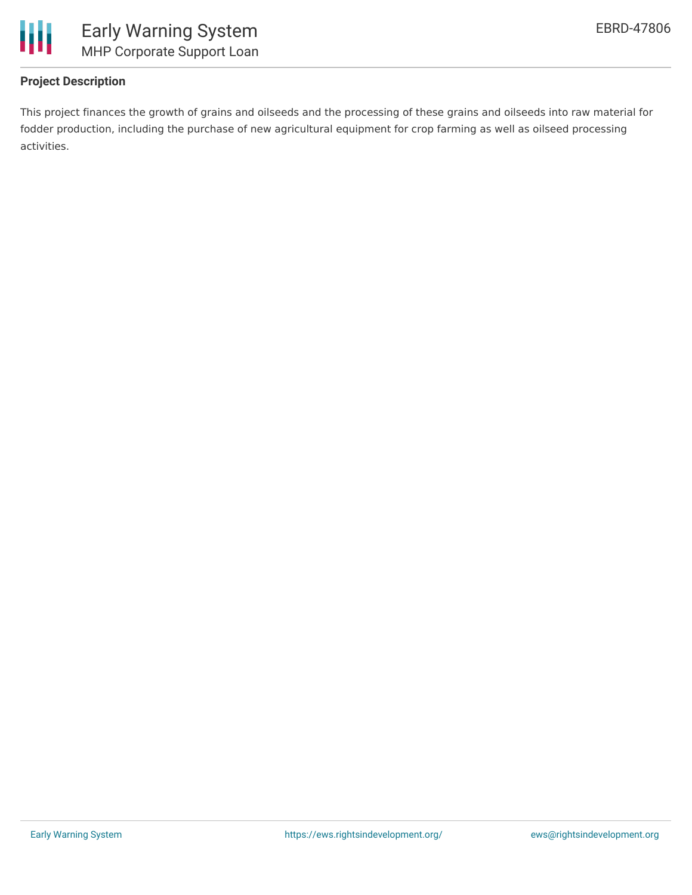## Project Description

This project finances the growth of grains and oilseeds and the processing of these grains and oilseeds into raw material for fodder production, including the purchase of new agricultural equipment for crop farming as well as oilseed processing activities.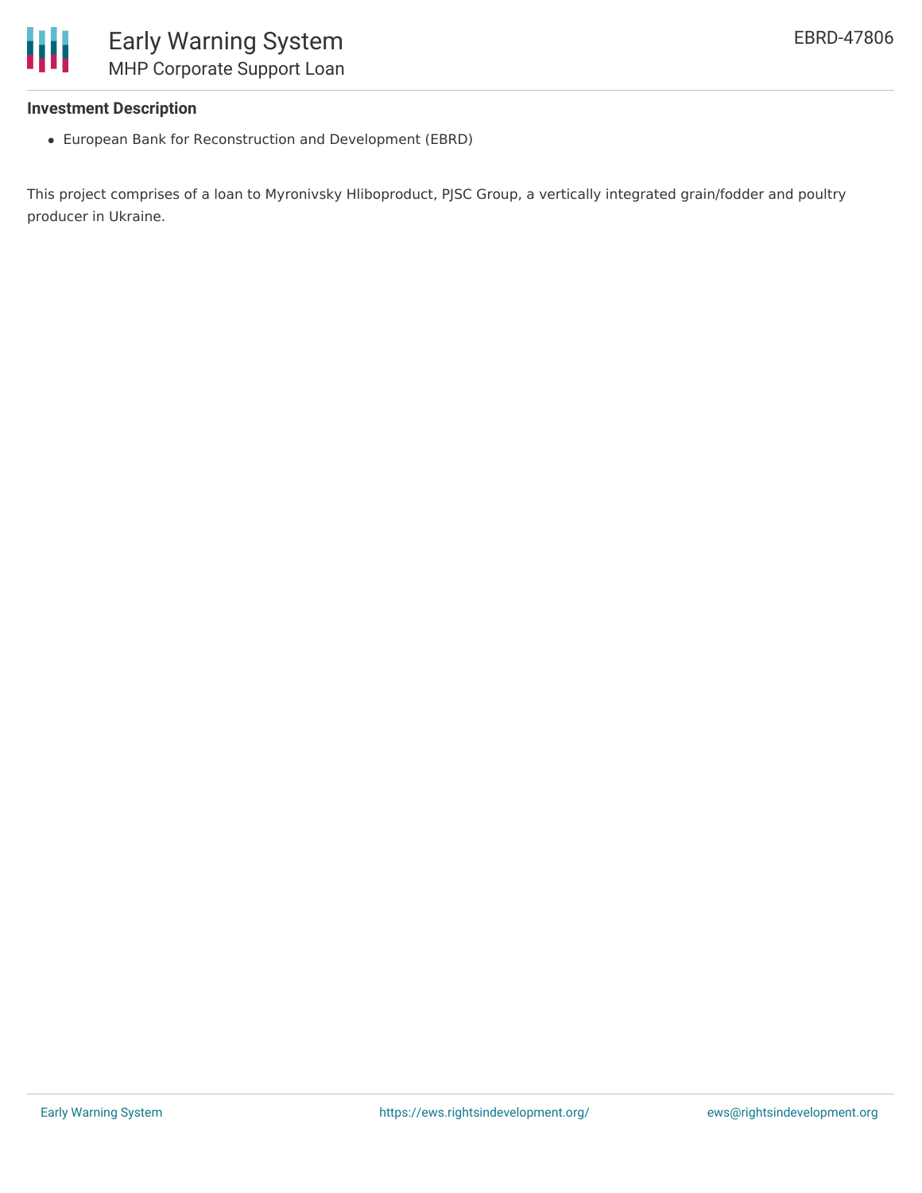**Investment Description**

- European Bank for Reconstruction and Development (EBRD)

This project comprises of a loan to Myronivsky Hliboproduct, PJSC Group, a vertically integrated grain/fodder and poultry producer in Ukraine.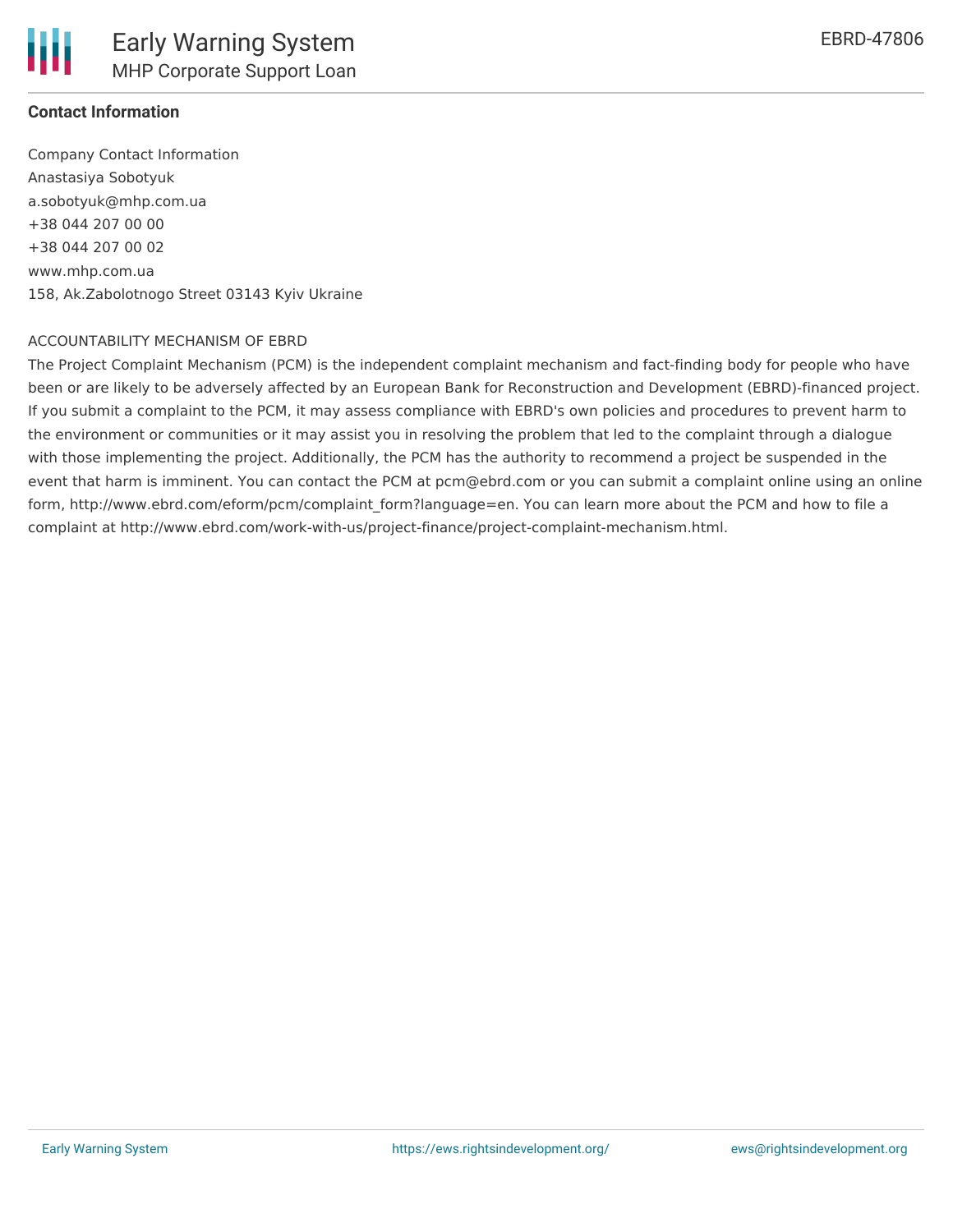### Contact Information

Company Contact Information
Anastasiya Sobotyuk
a.sobotyuk@mhp.com.ua
+38 044 207 00 00
+38 044 207 00 02
www.mhp.com.ua
158, Ak.Zabolotnogo Street 03143 Kyiv Ukraine

ACCOUNTABILITY MECHANISM OF EBRD

The Project Complaint Mechanism (PCM) is the independent complaint mechanism and fact-finding body for people who have been or are likely to be adversely affected by an European Bank for Reconstruction and Development (EBRD)-financed project. If you submit a complaint to the PCM, it may assess compliance with EBRD's own policies and procedures to prevent harm to the environment or communities or it may assist you in resolving the problem that led to the complaint through a dialogue with those implementing the project. Additionally, the PCM has the authority to recommend a project be suspended in the event that harm is imminent. You can contact the PCM at pcm@ebrd.com or you can submit a complaint online using an online form, http://www.ebrd.com/eform/pcm/complaint_form?language=en. You can learn more about the PCM and how to file a complaint at http://www.ebrd.com/work-with-us/project-finance/project-complaint-mechanism.html.